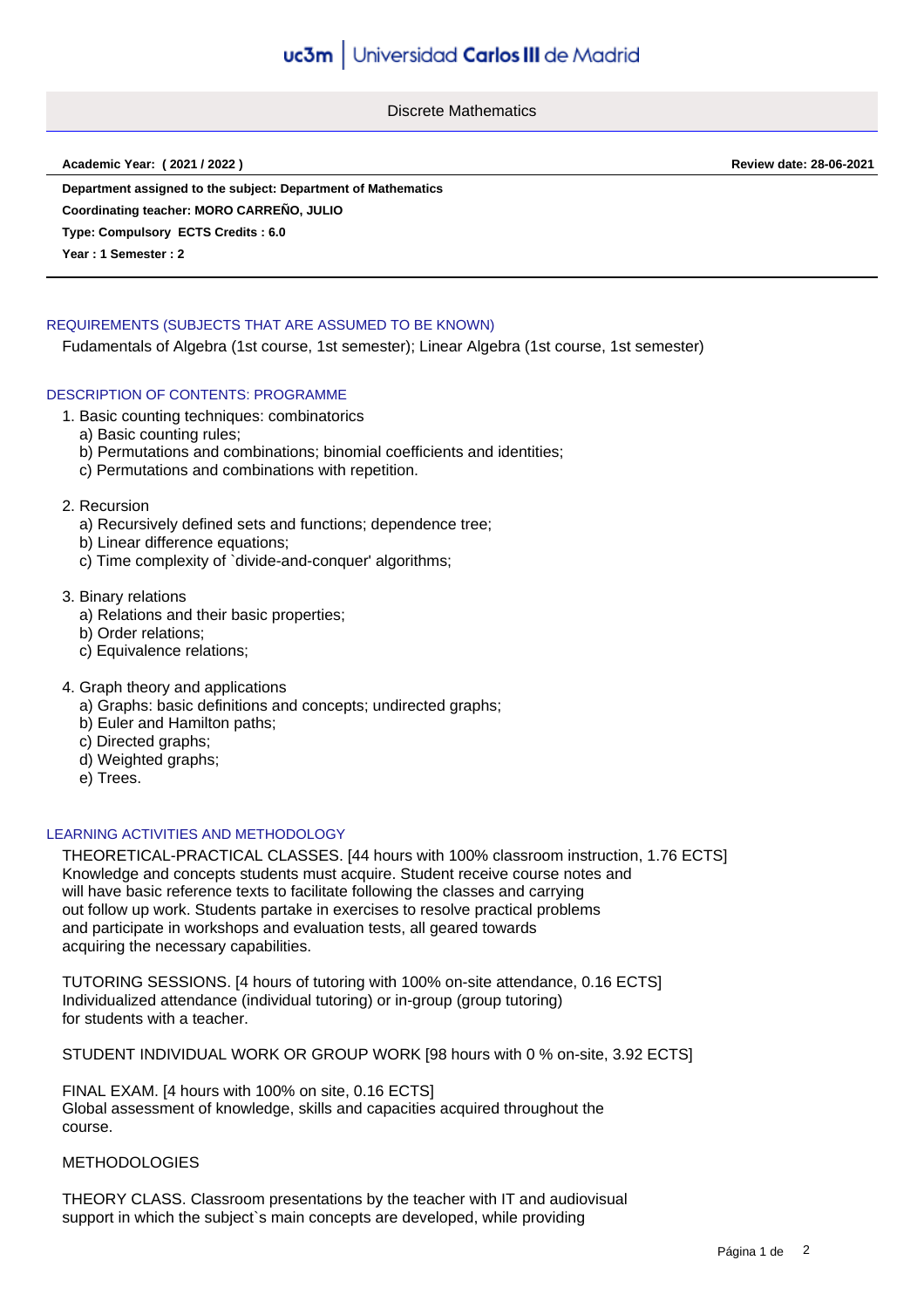# Discrete Mathematics

**Academic Year: ( 2021 / 2022 )** **Review date: 28-06-2021**

**Department assigned to the subject: Department of Mathematics**

**Coordinating teacher: MORO CARREÑO, JULIO**

**Type: Compulsory ECTS Credits : 6.0**

**Year : 1 Semester : 2**

## REQUIREMENTS (SUBJECTS THAT ARE ASSUMED TO BE KNOWN)

Fudamentals of Algebra (1st course, 1st semester); Linear Algebra (1st course, 1st semester)

## DESCRIPTION OF CONTENTS: PROGRAMME

1. Basic counting techniques: combinatorics
   a) Basic counting rules;
   b) Permutations and combinations; binomial coefficients and identities;
   c) Permutations and combinations with repetition.

2. Recursion
   a) Recursively defined sets and functions; dependence tree;
   b) Linear difference equations;
   c) Time complexity of `divide-and-conquer' algorithms;

3. Binary relations
   a) Relations and their basic properties;
   b) Order relations;
   c) Equivalence relations;

4. Graph theory and applications
   a) Graphs: basic definitions and concepts; undirected graphs;
   b) Euler and Hamilton paths;
   c) Directed graphs;
   d) Weighted graphs;
   e) Trees.

## LEARNING ACTIVITIES AND METHODOLOGY

THEORETICAL-PRACTICAL CLASSES. [44 hours with 100% classroom instruction, 1.76 ECTS]
Knowledge and concepts students must acquire. Student receive course notes and will have basic reference texts to facilitate following the classes and carrying out follow up work. Students partake in exercises to resolve practical problems and participate in workshops and evaluation tests, all geared towards acquiring the necessary capabilities.

TUTORING SESSIONS. [4 hours of tutoring with 100% on-site attendance, 0.16 ECTS]
Individualized attendance (individual tutoring) or in-group (group tutoring) for students with a teacher.

STUDENT INDIVIDUAL WORK OR GROUP WORK [98 hours with 0 % on-site, 3.92 ECTS]

FINAL EXAM. [4 hours with 100% on site, 0.16 ECTS]
Global assessment of knowledge, skills and capacities acquired throughout the course.

METHODOLOGIES

THEORY CLASS. Classroom presentations by the teacher with IT and audiovisual support in which the subject`s main concepts are developed, while providing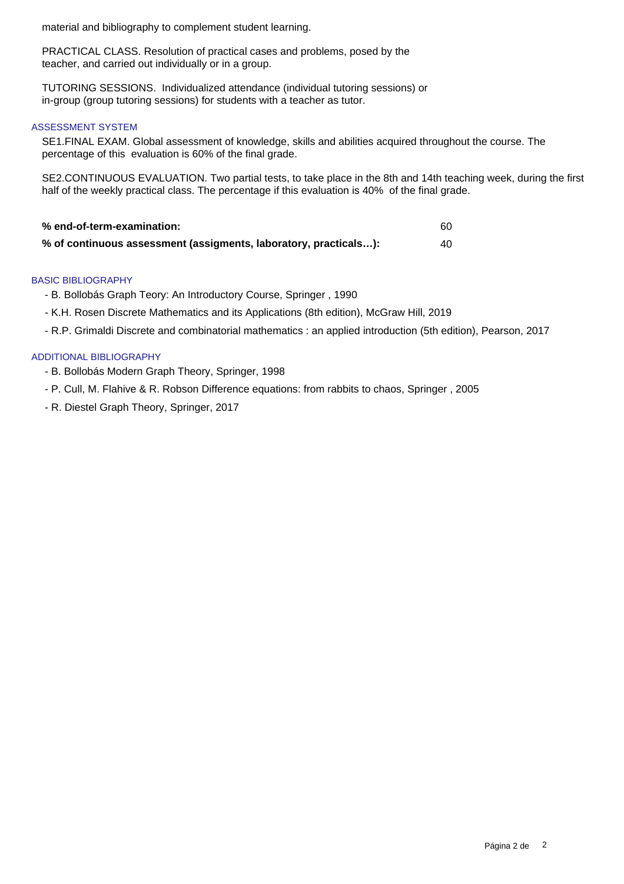material and bibliography to complement student learning.

PRACTICAL CLASS. Resolution of practical cases and problems, posed by the teacher, and carried out individually or in a group.

TUTORING SESSIONS. Individualized attendance (individual tutoring sessions) or in-group (group tutoring sessions) for students with a teacher as tutor.

## ASSESSMENT SYSTEM

SE1.FINAL EXAM. Global assessment of knowledge, skills and abilities acquired throughout the course. The percentage of this evaluation is 60% of the final grade.

SE2.CONTINUOUS EVALUATION. Two partial tests, to take place in the 8th and 14th teaching week, during the first half of the weekly practical class. The percentage if this evaluation is 40% of the final grade.

| | |
|---|---|
| **% end-of-term-examination:** | 60 |
| **% of continuous assessment (assigments, laboratory, practicals…):** | 40 |

## BASIC BIBLIOGRAPHY

- B. Bollobás Graph Teory: An Introductory Course, Springer , 1990
- K.H. Rosen Discrete Mathematics and its Applications (8th edition), McGraw Hill, 2019
- R.P. Grimaldi Discrete and combinatorial mathematics : an applied introduction (5th edition), Pearson, 2017

## ADDITIONAL BIBLIOGRAPHY

- B. Bollobás Modern Graph Theory, Springer, 1998
- P. Cull, M. Flahive & R. Robson Difference equations: from rabbits to chaos, Springer , 2005
- R. Diestel Graph Theory, Springer, 2017